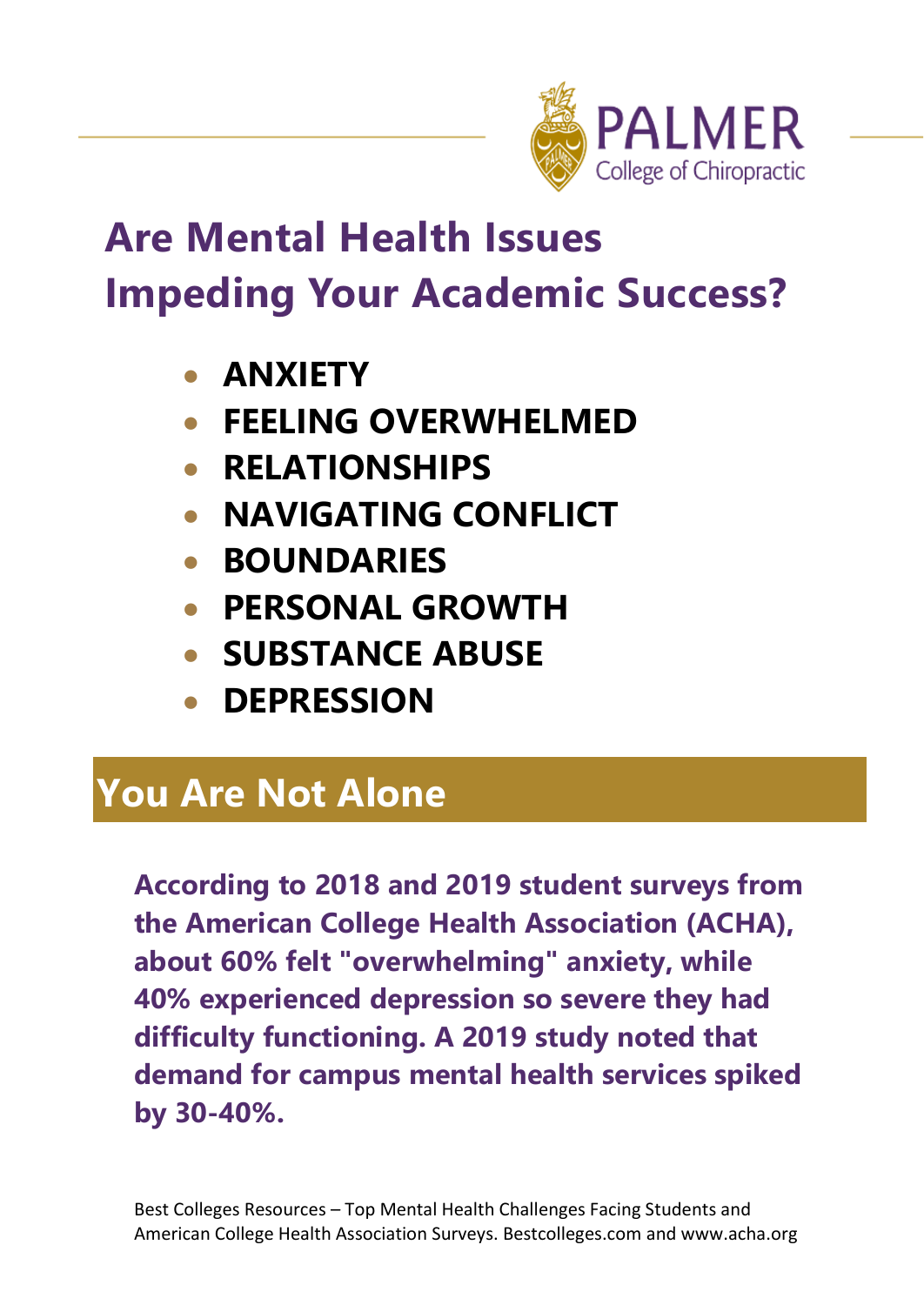PALMER
College of Chiropractic

# Are Mental Health Issues Impeding Your Academic Success?

- **ANXIETY**
- **FEELING OVERWHELMED**
- **RELATIONSHIPS**
- **NAVIGATING CONFLICT**
- **BOUNDARIES**
- **PERSONAL GROWTH**
- **SUBSTANCE ABUSE**
- **DEPRESSION**

## You Are Not Alone

**According to 2018 and 2019 student surveys from the American College Health Association (ACHA), about 60% felt "overwhelming" anxiety, while 40% experienced depression so severe they had difficulty functioning. A 2019 study noted that demand for campus mental health services spiked by 30-40%.**

Best Colleges Resources – Top Mental Health Challenges Facing Students and American College Health Association Surveys. Bestcolleges.com and www.acha.org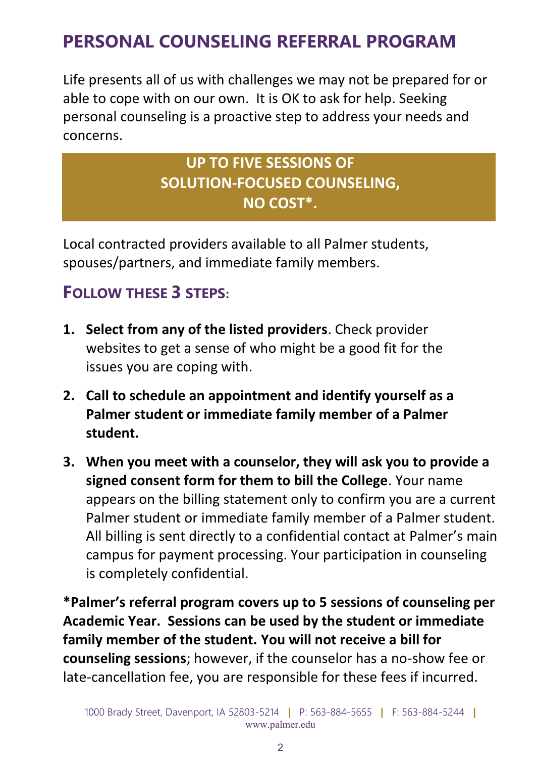# PERSONAL COUNSELING REFERRAL PROGRAM

Life presents all of us with challenges we may not be prepared for or able to cope with on our own. It is OK to ask for help. Seeking personal counseling is a proactive step to address your needs and concerns.

**UP TO FIVE SESSIONS OF SOLUTION-FOCUSED COUNSELING, NO COST*.**

Local contracted providers available to all Palmer students, spouses/partners, and immediate family members.

## FOLLOW THESE 3 STEPS:

1. **Select from any of the listed providers**. Check provider websites to get a sense of who might be a good fit for the issues you are coping with.
2. **Call to schedule an appointment and identify yourself as a Palmer student or immediate family member of a Palmer student.**
3. **When you meet with a counselor, they will ask you to provide a signed consent form for them to bill the College**. Your name appears on the billing statement only to confirm you are a current Palmer student or immediate family member of a Palmer student. All billing is sent directly to a confidential contact at Palmer's main campus for payment processing. Your participation in counseling is completely confidential.

**\*Palmer's referral program covers up to 5 sessions of counseling per Academic Year. Sessions can be used by the student or immediate family member of the student. You will not receive a bill for counseling sessions**; however, if the counselor has a no-show fee or late-cancellation fee, you are responsible for these fees if incurred.

1000 Brady Street, Davenport, IA 52803-5214 | P: 563-884-5655 | F: 563-884-5244 | www.palmer.edu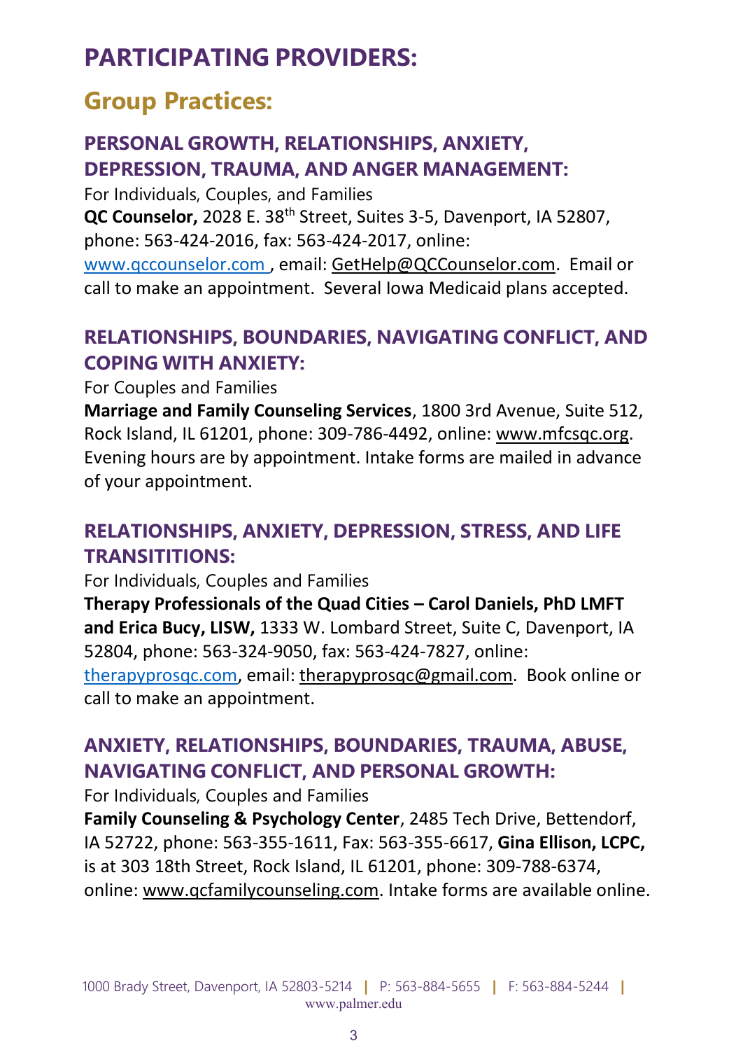# PARTICIPATING PROVIDERS:

## Group Practices:

### PERSONAL GROWTH, RELATIONSHIPS, ANXIETY, DEPRESSION, TRAUMA, AND ANGER MANAGEMENT:

For Individuals, Couples, and Families

**QC Counselor,** 2028 E. 38th Street, Suites 3-5, Davenport, IA 52807, phone: 563-424-2016, fax: 563-424-2017, online: www.qccounselor.com , email: GetHelp@QCCounselor.com. Email or call to make an appointment. Several Iowa Medicaid plans accepted.

### RELATIONSHIPS, BOUNDARIES, NAVIGATING CONFLICT, AND COPING WITH ANXIETY:

For Couples and Families

**Marriage and Family Counseling Services**, 1800 3rd Avenue, Suite 512, Rock Island, IL 61201, phone: 309-786-4492, online: www.mfcsqc.org. Evening hours are by appointment. Intake forms are mailed in advance of your appointment.

### RELATIONSHIPS, ANXIETY, DEPRESSION, STRESS, AND LIFE TRANSITITIONS:

For Individuals, Couples and Families

**Therapy Professionals of the Quad Cities – Carol Daniels, PhD LMFT and Erica Bucy, LISW,** 1333 W. Lombard Street, Suite C, Davenport, IA 52804, phone: 563-324-9050, fax: 563-424-7827, online: therapyprosqc.com, email: therapyprosqc@gmail.com. Book online or call to make an appointment.

### ANXIETY, RELATIONSHIPS, BOUNDARIES, TRAUMA, ABUSE, NAVIGATING CONFLICT, AND PERSONAL GROWTH:

For Individuals, Couples and Families

**Family Counseling & Psychology Center**, 2485 Tech Drive, Bettendorf, IA 52722, phone: 563-355-1611, Fax: 563-355-6617, **Gina Ellison, LCPC,** is at 303 18th Street, Rock Island, IL 61201, phone: 309-788-6374, online: www.qcfamilycounseling.com. Intake forms are available online.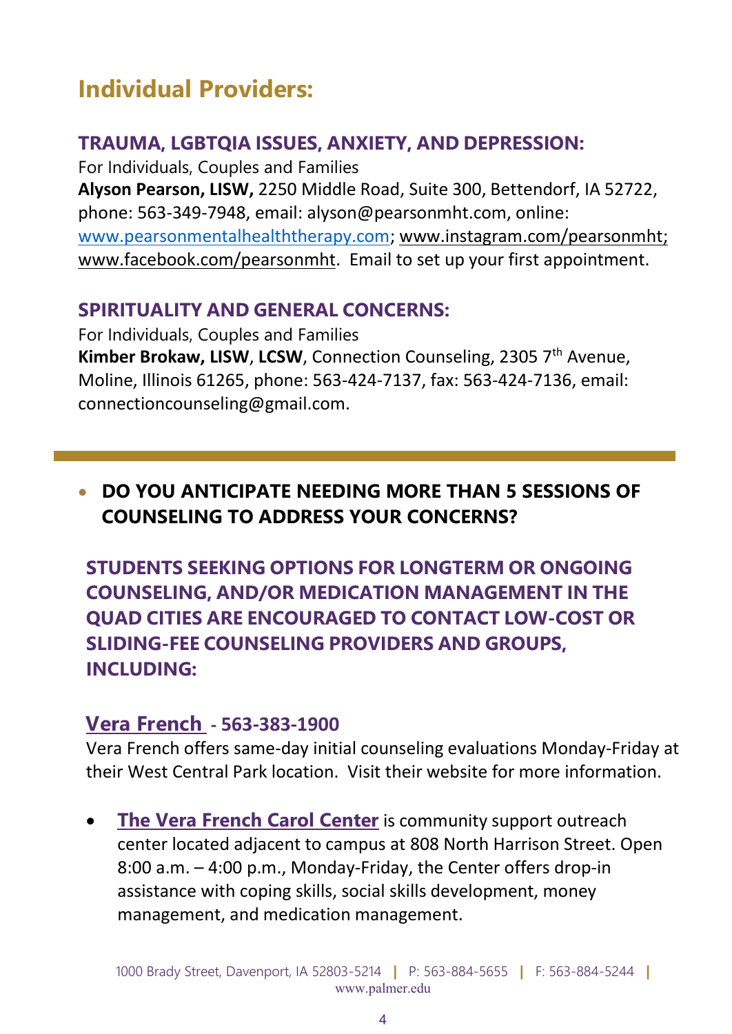## Individual Providers:

### TRAUMA, LGBTQIA ISSUES, ANXIETY, AND DEPRESSION:

For Individuals, Couples and Families

**Alyson Pearson, LISW,** 2250 Middle Road, Suite 300, Bettendorf, IA 52722, phone: 563-349-7948, email: alyson@pearsonmht.com, online: www.pearsonmentalhealththerapy.com; www.instagram.com/pearsonmht; www.facebook.com/pearsonmht. Email to set up your first appointment.

### SPIRITUALITY AND GENERAL CONCERNS:

For Individuals, Couples and Families

**Kimber Brokaw, LISW**, **LCSW**, Connection Counseling, 2305 7th Avenue, Moline, Illinois 61265, phone: 563-424-7137, fax: 563-424-7136, email: connectioncounseling@gmail.com.

---

- **DO YOU ANTICIPATE NEEDING MORE THAN 5 SESSIONS OF COUNSELING TO ADDRESS YOUR CONCERNS?**

**STUDENTS SEEKING OPTIONS FOR LONGTERM OR ONGOING COUNSELING, AND/OR MEDICATION MANAGEMENT IN THE QUAD CITIES ARE ENCOURAGED TO CONTACT LOW-COST OR SLIDING-FEE COUNSELING PROVIDERS AND GROUPS, INCLUDING:**

### Vera French - 563-383-1900

Vera French offers same-day initial counseling evaluations Monday-Friday at their West Central Park location. Visit their website for more information.

- **The Vera French Carol Center** is community support outreach center located adjacent to campus at 808 North Harrison Street. Open 8:00 a.m. – 4:00 p.m., Monday-Friday, the Center offers drop-in assistance with coping skills, social skills development, money management, and medication management.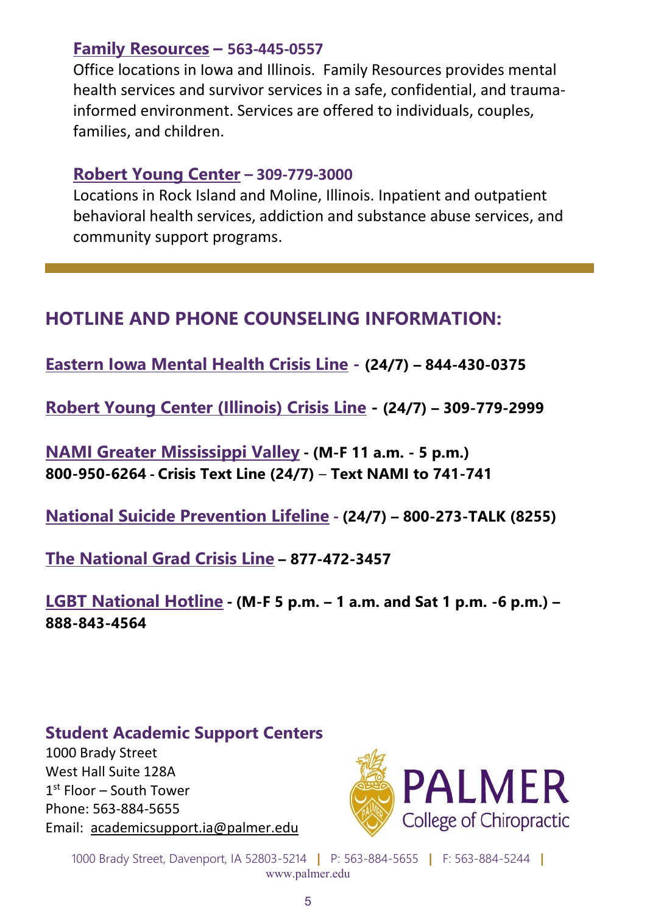**Family Resources – 563-445-0557**
Office locations in Iowa and Illinois. Family Resources provides mental health services and survivor services in a safe, confidential, and trauma-informed environment. Services are offered to individuals, couples, families, and children.

**Robert Young Center – 309-779-3000**
Locations in Rock Island and Moline, Illinois. Inpatient and outpatient behavioral health services, addiction and substance abuse services, and community support programs.

---

## HOTLINE AND PHONE COUNSELING INFORMATION:

**Eastern Iowa Mental Health Crisis Line - (24/7) – 844-430-0375**

**Robert Young Center (Illinois) Crisis Line - (24/7) – 309-779-2999**

**NAMI Greater Mississippi Valley - (M-F 11 a.m. - 5 p.m.)**
**800-950-6264 - Crisis Text Line (24/7) – Text NAMI to 741-741**

**National Suicide Prevention Lifeline - (24/7) – 800-273-TALK (8255)**

**The National Grad Crisis Line – 877-472-3457**

**LGBT National Hotline - (M-F 5 p.m. – 1 a.m. and Sat 1 p.m. -6 p.m.) – 888-843-4564**

### Student Academic Support Centers

1000 Brady Street
West Hall Suite 128A
1st Floor – South Tower
Phone: 563-884-5655
Email: academicsupport.ia@palmer.edu

PALMER College of Chiropractic

1000 Brady Street, Davenport, IA 52803-5214 | P: 563-884-5655 | F: 563-884-5244 |
www.palmer.edu